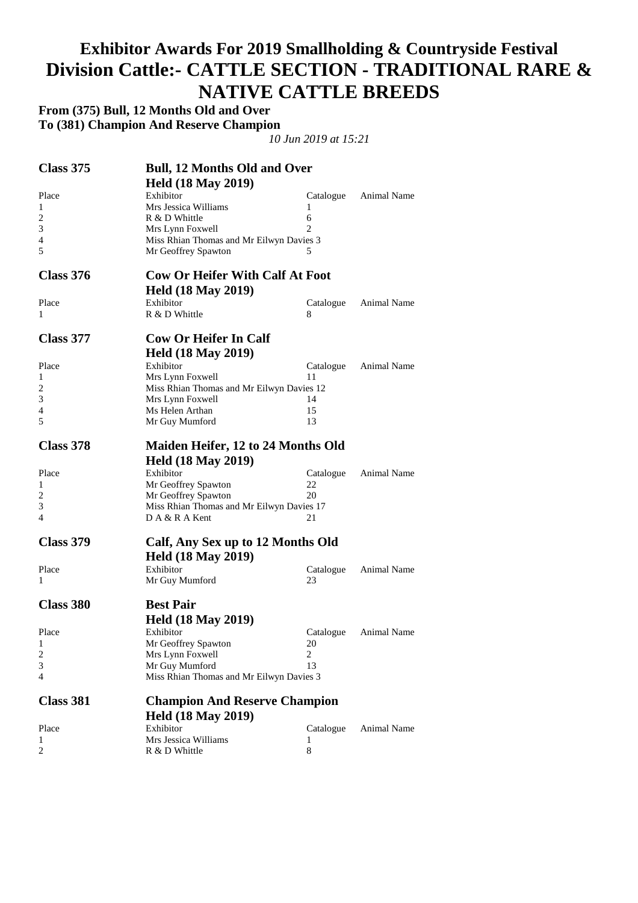# Exhibitor Awards For 2019 Smallholding & Countryside Festival
# Division Cattle:- CATTLE SECTION - TRADITIONAL RARE & NATIVE CATTLE BREEDS

**From (375) Bull, 12 Months Old and Over**
**To (381) Champion And Reserve Champion**

*10 Jun 2019 at 15:21*

## Class 375 Bull, 12 Months Old and Over

**Held (18 May 2019)**

| Place | Exhibitor | Catalogue | Animal Name |
|---|---|---|---|
| 1 | Mrs Jessica Williams | 1 | |
| 2 | R & D Whittle | 6 | |
| 3 | Mrs Lynn Foxwell | 2 | |
| 4 | Miss Rhian Thomas and Mr Eilwyn Davies | 3 | |
| 5 | Mr Geoffrey Spawton | 5 | |

## Class 376 Cow Or Heifer With Calf At Foot

**Held (18 May 2019)**

| Place | Exhibitor | Catalogue | Animal Name |
|---|---|---|---|
| 1 | R & D Whittle | 8 | |

## Class 377 Cow Or Heifer In Calf

**Held (18 May 2019)**

| Place | Exhibitor | Catalogue | Animal Name |
|---|---|---|---|
| 1 | Mrs Lynn Foxwell | 11 | |
| 2 | Miss Rhian Thomas and Mr Eilwyn Davies | 12 | |
| 3 | Mrs Lynn Foxwell | 14 | |
| 4 | Ms Helen Arthan | 15 | |
| 5 | Mr Guy Mumford | 13 | |

## Class 378 Maiden Heifer, 12 to 24 Months Old

**Held (18 May 2019)**

| Place | Exhibitor | Catalogue | Animal Name |
|---|---|---|---|
| 1 | Mr Geoffrey Spawton | 22 | |
| 2 | Mr Geoffrey Spawton | 20 | |
| 3 | Miss Rhian Thomas and Mr Eilwyn Davies | 17 | |
| 4 | D A & R A Kent | 21 | |

## Class 379 Calf, Any Sex up to 12 Months Old

**Held (18 May 2019)**

| Place | Exhibitor | Catalogue | Animal Name |
|---|---|---|---|
| 1 | Mr Guy Mumford | 23 | |

## Class 380 Best Pair

**Held (18 May 2019)**

| Place | Exhibitor | Catalogue | Animal Name |
|---|---|---|---|
| 1 | Mr Geoffrey Spawton | 20 | |
| 2 | Mrs Lynn Foxwell | 2 | |
| 3 | Mr Guy Mumford | 13 | |
| 4 | Miss Rhian Thomas and Mr Eilwyn Davies | 3 | |

## Class 381 Champion And Reserve Champion

**Held (18 May 2019)**

| Place | Exhibitor | Catalogue | Animal Name |
|---|---|---|---|
| 1 | Mrs Jessica Williams | 1 | |
| 2 | R & D Whittle | 8 | |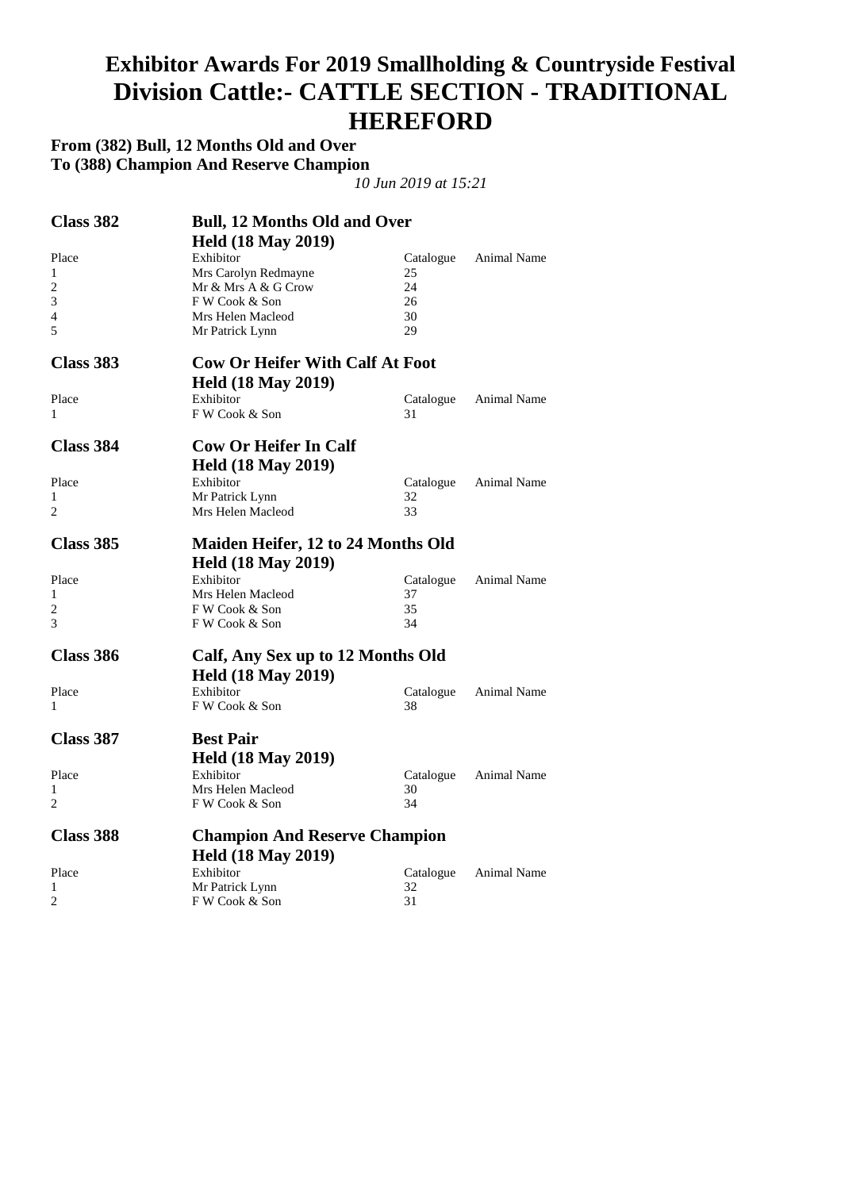# Exhibitor Awards For 2019 Smallholding & Countryside Festival
# Division Cattle:- CATTLE SECTION - TRADITIONAL HEREFORD

**From (382) Bull, 12 Months Old and Over**
**To (388) Champion And Reserve Champion**

*10 Jun 2019 at 15:21*

## Class 382 — Bull, 12 Months Old and Over

**Held (18 May 2019)**

| Place | Exhibitor | Catalogue | Animal Name |
|---|---|---|---|
| 1 | Mrs Carolyn Redmayne | 25 | |
| 2 | Mr & Mrs A & G Crow | 24 | |
| 3 | F W Cook & Son | 26 | |
| 4 | Mrs Helen Macleod | 30 | |
| 5 | Mr Patrick Lynn | 29 | |

## Class 383 — Cow Or Heifer With Calf At Foot

**Held (18 May 2019)**

| Place | Exhibitor | Catalogue | Animal Name |
|---|---|---|---|
| 1 | F W Cook & Son | 31 | |

## Class 384 — Cow Or Heifer In Calf

**Held (18 May 2019)**

| Place | Exhibitor | Catalogue | Animal Name |
|---|---|---|---|
| 1 | Mr Patrick Lynn | 32 | |
| 2 | Mrs Helen Macleod | 33 | |

## Class 385 — Maiden Heifer, 12 to 24 Months Old

**Held (18 May 2019)**

| Place | Exhibitor | Catalogue | Animal Name |
|---|---|---|---|
| 1 | Mrs Helen Macleod | 37 | |
| 2 | F W Cook & Son | 35 | |
| 3 | F W Cook & Son | 34 | |

## Class 386 — Calf, Any Sex up to 12 Months Old

**Held (18 May 2019)**

| Place | Exhibitor | Catalogue | Animal Name |
|---|---|---|---|
| 1 | F W Cook & Son | 38 | |

## Class 387 — Best Pair

**Held (18 May 2019)**

| Place | Exhibitor | Catalogue | Animal Name |
|---|---|---|---|
| 1 | Mrs Helen Macleod | 30 | |
| 2 | F W Cook & Son | 34 | |

## Class 388 — Champion And Reserve Champion

**Held (18 May 2019)**

| Place | Exhibitor | Catalogue | Animal Name |
|---|---|---|---|
| 1 | Mr Patrick Lynn | 32 | |
| 2 | F W Cook & Son | 31 | |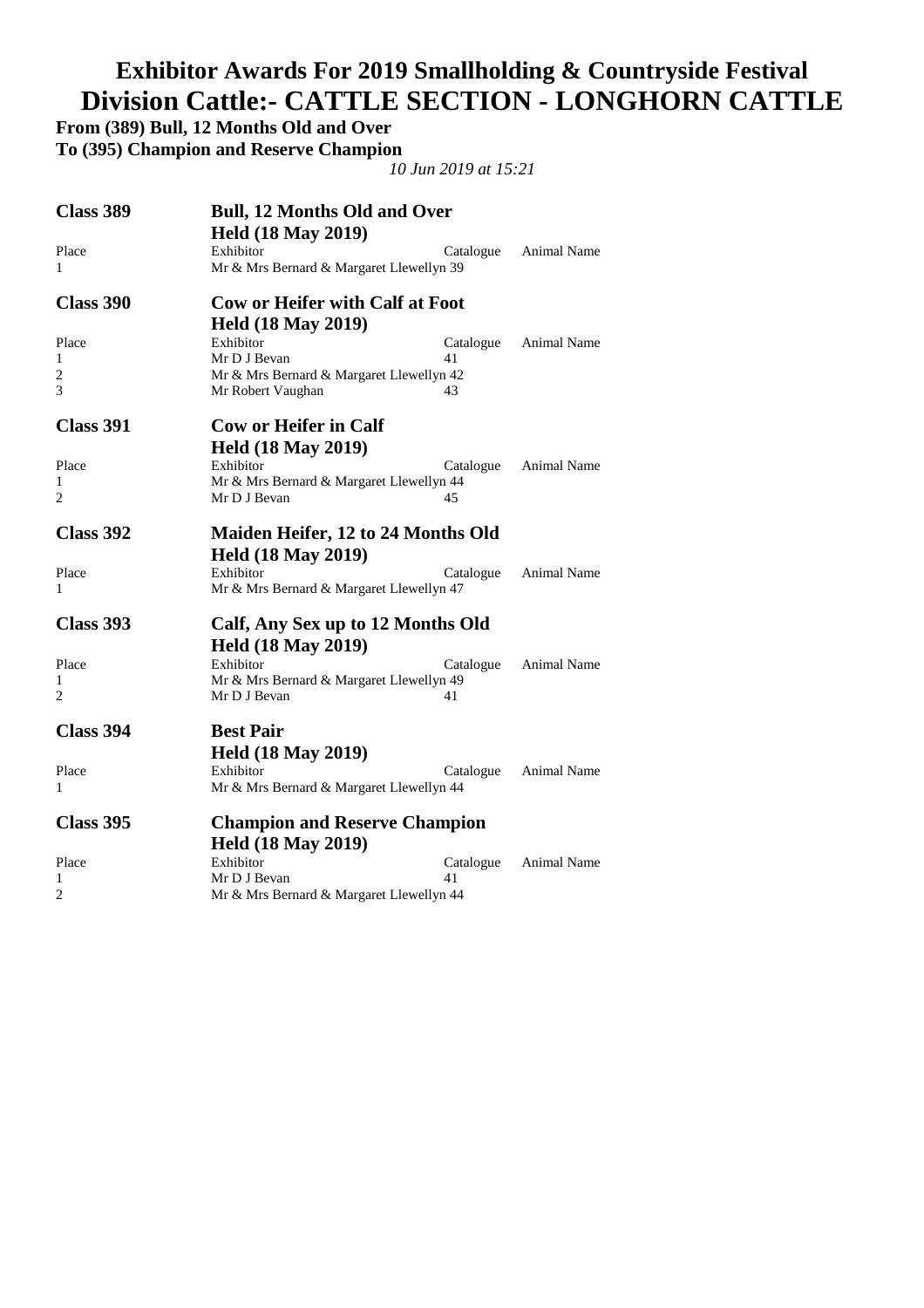# Exhibitor Awards For 2019 Smallholding & Countryside Festival

# Division Cattle:- CATTLE SECTION - LONGHORN CATTLE

**From (389) Bull, 12 Months Old and Over**

**To (395) Champion and Reserve Champion**

*10 Jun 2019 at 15:21*

## Class 389 — Bull, 12 Months Old and Over

**Held (18 May 2019)**

| Place | Exhibitor | Catalogue | Animal Name |
|---|---|---|---|
| 1 | Mr & Mrs Bernard & Margaret Llewellyn | 39 | |

## Class 390 — Cow or Heifer with Calf at Foot

**Held (18 May 2019)**

| Place | Exhibitor | Catalogue | Animal Name |
|---|---|---|---|
| 1 | Mr D J Bevan | 41 | |
| 2 | Mr & Mrs Bernard & Margaret Llewellyn | 42 | |
| 3 | Mr Robert Vaughan | 43 | |

## Class 391 — Cow or Heifer in Calf

**Held (18 May 2019)**

| Place | Exhibitor | Catalogue | Animal Name |
|---|---|---|---|
| 1 | Mr & Mrs Bernard & Margaret Llewellyn | 44 | |
| 2 | Mr D J Bevan | 45 | |

## Class 392 — Maiden Heifer, 12 to 24 Months Old

**Held (18 May 2019)**

| Place | Exhibitor | Catalogue | Animal Name |
|---|---|---|---|
| 1 | Mr & Mrs Bernard & Margaret Llewellyn | 47 | |

## Class 393 — Calf, Any Sex up to 12 Months Old

**Held (18 May 2019)**

| Place | Exhibitor | Catalogue | Animal Name |
|---|---|---|---|
| 1 | Mr & Mrs Bernard & Margaret Llewellyn | 49 | |
| 2 | Mr D J Bevan | 41 | |

## Class 394 — Best Pair

**Held (18 May 2019)**

| Place | Exhibitor | Catalogue | Animal Name |
|---|---|---|---|
| 1 | Mr & Mrs Bernard & Margaret Llewellyn | 44 | |

## Class 395 — Champion and Reserve Champion

**Held (18 May 2019)**

| Place | Exhibitor | Catalogue | Animal Name |
|---|---|---|---|
| 1 | Mr D J Bevan | 41 | |
| 2 | Mr & Mrs Bernard & Margaret Llewellyn | 44 | |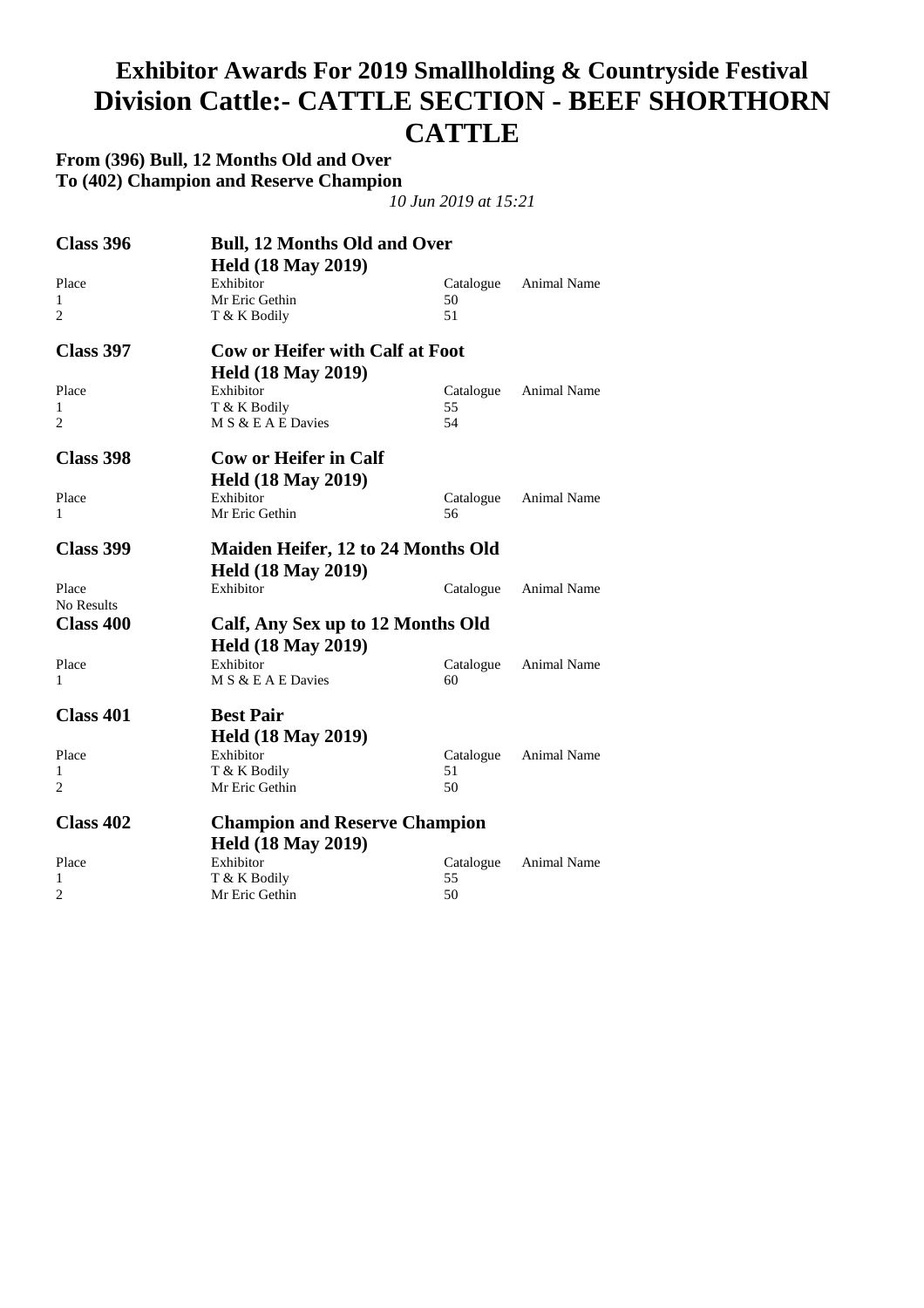# Exhibitor Awards For 2019 Smallholding & Countryside Festival
# Division Cattle:- CATTLE SECTION - BEEF SHORTHORN CATTLE

**From (396) Bull, 12 Months Old and Over**
**To (402) Champion and Reserve Champion**

*10 Jun 2019 at 15:21*

## Class 396 Bull, 12 Months Old and Over

**Held (18 May 2019)**

| Place | Exhibitor | Catalogue | Animal Name |
|---|---|---|---|
| 1 | Mr Eric Gethin | 50 | |
| 2 | T & K Bodily | 51 | |

## Class 397 Cow or Heifer with Calf at Foot

**Held (18 May 2019)**

| Place | Exhibitor | Catalogue | Animal Name |
|---|---|---|---|
| 1 | T & K Bodily | 55 | |
| 2 | M S & E A E Davies | 54 | |

## Class 398 Cow or Heifer in Calf

**Held (18 May 2019)**

| Place | Exhibitor | Catalogue | Animal Name |
|---|---|---|---|
| 1 | Mr Eric Gethin | 56 | |

## Class 399 Maiden Heifer, 12 to 24 Months Old

**Held (18 May 2019)**

| Place | Exhibitor | Catalogue | Animal Name |
|---|---|---|---|
| No Results | | | |

## Class 400 Calf, Any Sex up to 12 Months Old

**Held (18 May 2019)**

| Place | Exhibitor | Catalogue | Animal Name |
|---|---|---|---|
| 1 | M S & E A E Davies | 60 | |

## Class 401 Best Pair

**Held (18 May 2019)**

| Place | Exhibitor | Catalogue | Animal Name |
|---|---|---|---|
| 1 | T & K Bodily | 51 | |
| 2 | Mr Eric Gethin | 50 | |

## Class 402 Champion and Reserve Champion

**Held (18 May 2019)**

| Place | Exhibitor | Catalogue | Animal Name |
|---|---|---|---|
| 1 | T & K Bodily | 55 | |
| 2 | Mr Eric Gethin | 50 | |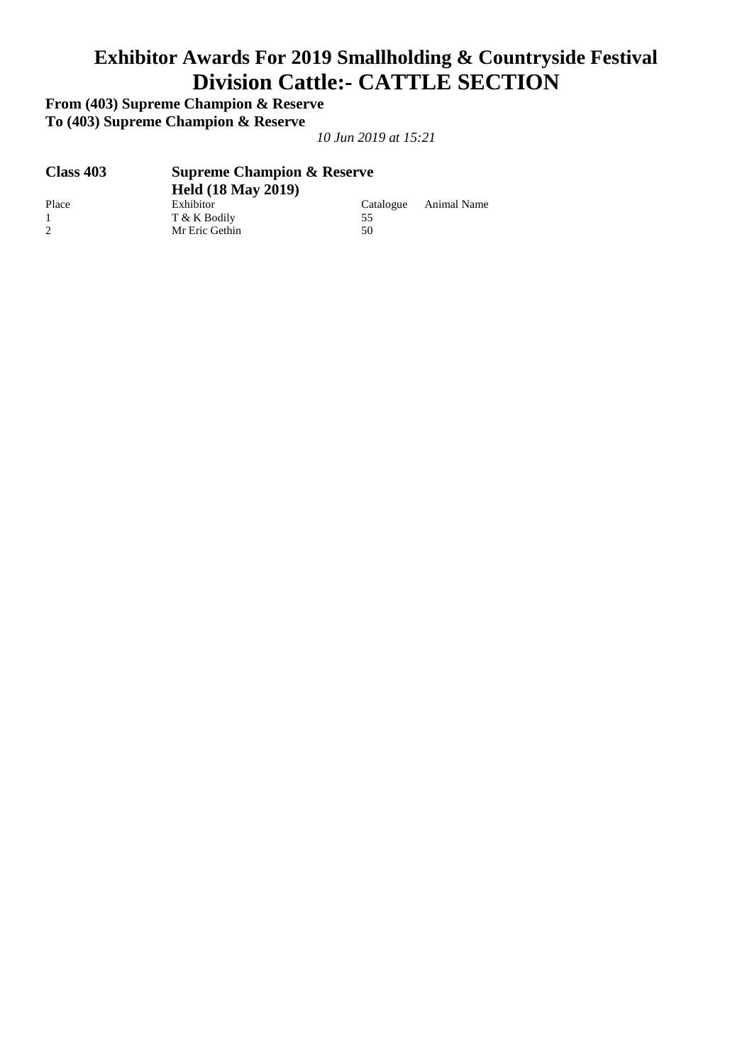# Exhibitor Awards For 2019 Smallholding & Countryside Festival
# Division Cattle:- CATTLE SECTION

**From (403) Supreme Champion & Reserve**
**To (403) Supreme Champion & Reserve**

*10 Jun 2019 at 15:21*

## Class 403 Supreme Champion & Reserve
### Held (18 May 2019)

| Place | Exhibitor | Catalogue | Animal Name |
| --- | --- | --- | --- |
| 1 | T & K Bodily | 55 | |
| 2 | Mr Eric Gethin | 50 | |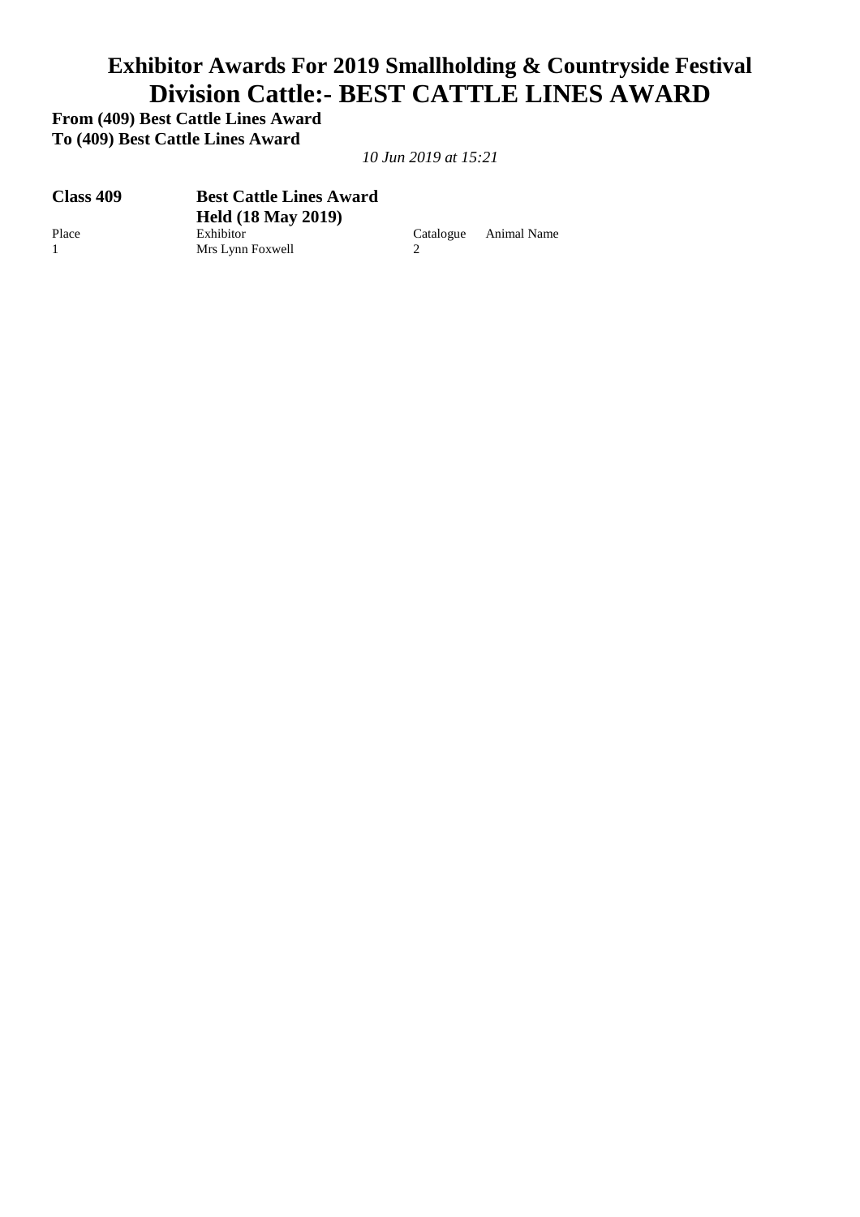# Exhibitor Awards For 2019 Smallholding & Countryside Festival

# Division Cattle:- BEST CATTLE LINES AWARD

**From (409) Best Cattle Lines Award**
**To (409) Best Cattle Lines Award**

*10 Jun 2019 at 15:21*

**Class 409** **Best Cattle Lines Award**
**Held (18 May 2019)**

| Place | Exhibitor | Catalogue | Animal Name |
|---|---|---|---|
| 1 | Mrs Lynn Foxwell | 2 | |